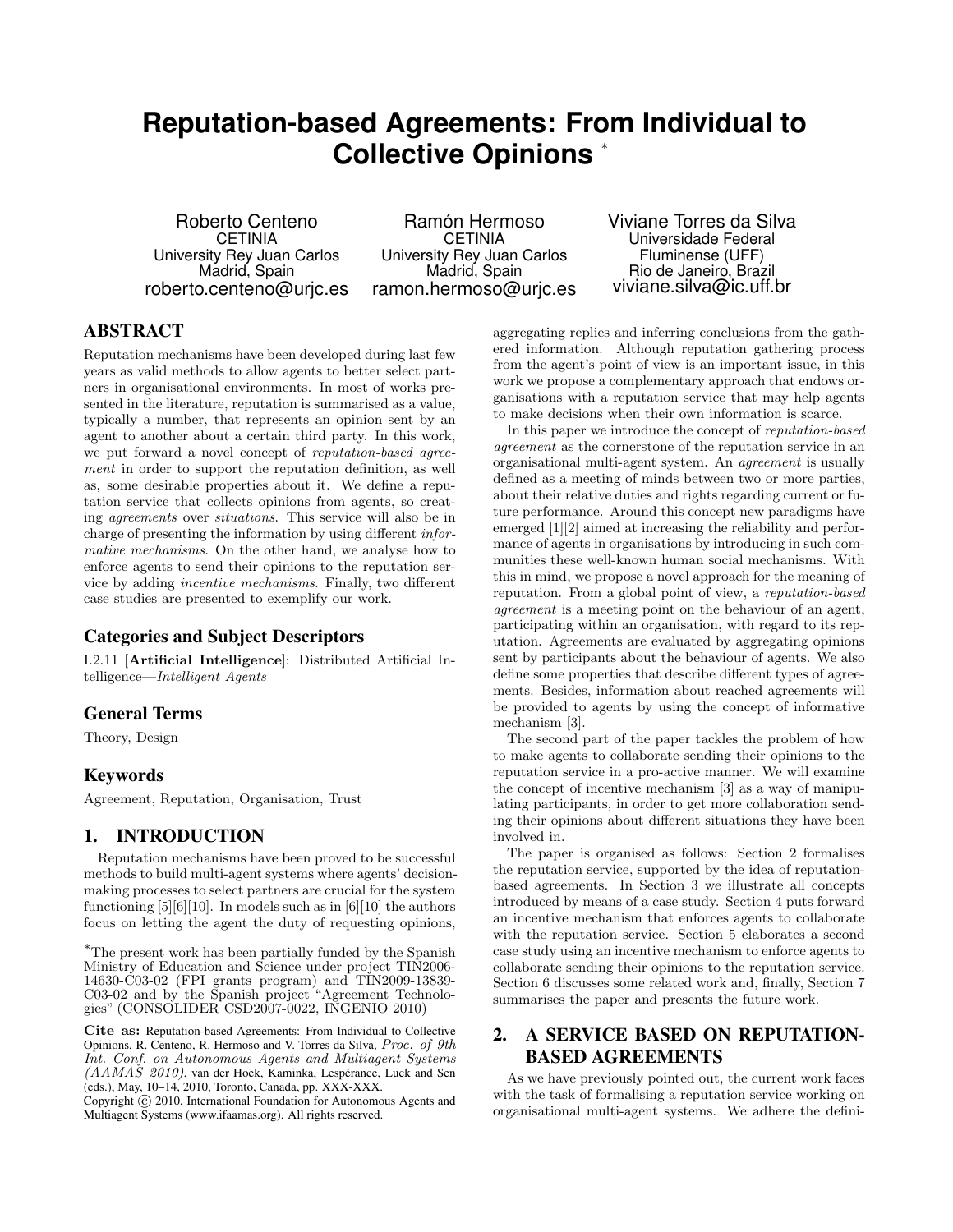# Reputation-based Agreements: From Individual to Collective Opinions [*]

Roberto Centeno
CETINIA
University Rey Juan Carlos
Madrid, Spain
roberto.centeno@urjc.es

Ramón Hermoso
CETINIA
University Rey Juan Carlos
Madrid, Spain
ramon.hermoso@urjc.es

Viviane Torres da Silva
Universidade Federal
Fluminense (UFF)
Rio de Janeiro, Brazil
viviane.silva@ic.uff.br

## ABSTRACT

Reputation mechanisms have been developed during last few years as valid methods to allow agents to better select partners in organisational environments. In most of works presented in the literature, reputation is summarised as a value, typically a number, that represents an opinion sent by an agent to another about a certain third party. In this work, we put forward a novel concept of *reputation-based agreement* in order to support the reputation definition, as well as, some desirable properties about it. We define a reputation service that collects opinions from agents, so creating *agreements* over *situations*. This service will also be in charge of presenting the information by using different *informative mechanisms*. On the other hand, we analyse how to enforce agents to send their opinions to the reputation service by adding *incentive mechanisms*. Finally, two different case studies are presented to exemplify our work.

### Categories and Subject Descriptors

I.2.11 [**Artificial Intelligence**]: Distributed Artificial Intelligence—*Intelligent Agents*

### General Terms

Theory, Design

### Keywords

Agreement, Reputation, Organisation, Trust

## 1. INTRODUCTION

Reputation mechanisms have been proved to be successful methods to build multi-agent systems where agents' decision-making processes to select partners are crucial for the system functioning [5][6][10]. In models such as in [6][10] the authors focus on letting the agent the duty of requesting opinions, aggregating replies and inferring conclusions from the gathered information. Although reputation gathering process from the agent's point of view is an important issue, in this work we propose a complementary approach that endows organisations with a reputation service that may help agents to make decisions when their own information is scarce.

In this paper we introduce the concept of *reputation-based agreement* as the cornerstone of the reputation service in an organisational multi-agent system. An *agreement* is usually defined as a meeting of minds between two or more parties, about their relative duties and rights regarding current or future performance. Around this concept new paradigms have emerged [1][2] aimed at increasing the reliability and performance of agents in organisations by introducing in such communities these well-known human social mechanisms. With this in mind, we propose a novel approach for the meaning of reputation. From a global point of view, a *reputation-based agreement* is a meeting point on the behaviour of an agent, participating within an organisation, with regard to its reputation. Agreements are evaluated by aggregating opinions sent by participants about the behaviour of agents. We also define some properties that describe different types of agreements. Besides, information about reached agreements will be provided to agents by using the concept of informative mechanism [3].

The second part of the paper tackles the problem of how to make agents to collaborate sending their opinions to the reputation service in a pro-active manner. We will examine the concept of incentive mechanism [3] as a way of manipulating participants, in order to get more collaboration sending their opinions about different situations they have been involved in.

The paper is organised as follows: Section 2 formalises the reputation service, supported by the idea of reputation-based agreements. In Section 3 we illustrate all concepts introduced by means of a case study. Section 4 puts forward an incentive mechanism that enforces agents to collaborate with the reputation service. Section 5 elaborates a second case study using an incentive mechanism to enforce agents to collaborate sending their opinions to the reputation service. Section 6 discusses some related work and, finally, Section 7 summarises the paper and presents the future work.

## 2. A SERVICE BASED ON REPUTATION-BASED AGREEMENTS

As we have previously pointed out, the current work faces with the task of formalising a reputation service working on organisational multi-agent systems. We adhere the defini-

---

[*]The present work has been partially funded by the Spanish Ministry of Education and Science under project TIN2006-14630-C03-02 (FPI grants program) and TIN2009-13839-C03-02 and by the Spanish project "Agreement Technologies" (CONSOLIDER CSD2007-0022, INGENIO 2010)

**Cite as:** Reputation-based Agreements: From Individual to Collective Opinions, R. Centeno, R. Hermoso and V. Torres da Silva, *Proc. of 9th Int. Conf. on Autonomous Agents and Multiagent Systems (AAMAS 2010)*, van der Hoek, Kaminka, Lespérance, Luck and Sen (eds.), May, 10–14, 2010, Toronto, Canada, pp. XXX-XXX.
Copyright © 2010, International Foundation for Autonomous Agents and Multiagent Systems (www.ifaamas.org). All rights reserved.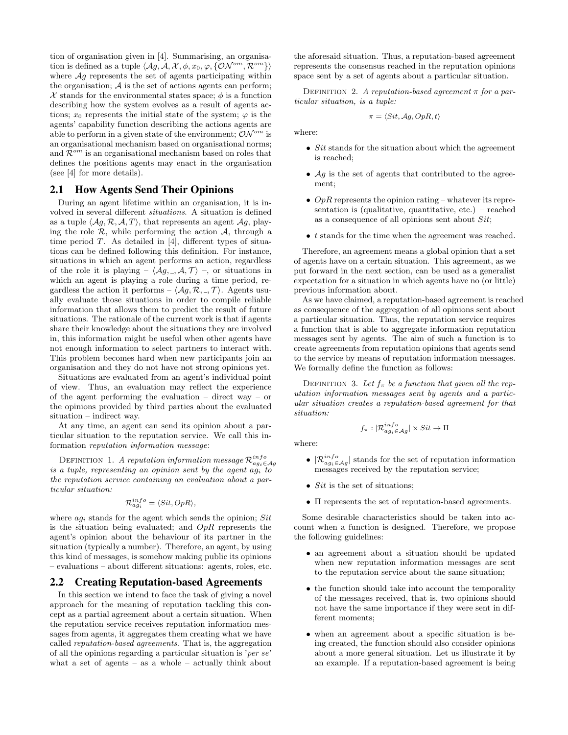tion of organisation given in [4]. Summarising, an organisation is defined as a tuple $\langle \mathcal{A}g, \mathcal{A}, \mathcal{X}, \phi, x_0, \varphi, \{\mathcal{ON}^{om}, \mathcal{R}^{om}\}\rangle$ where $\mathcal{A}g$ represents the set of agents participating within the organisation; $\mathcal{A}$ is the set of actions agents can perform; $\mathcal{X}$ stands for the environmental states space; $\phi$ is a function describing how the system evolves as a result of agents actions; $x_0$ represents the initial state of the system; $\varphi$ is the agents' capability function describing the actions agents are able to perform in a given state of the environment; $\mathcal{ON}^{om}$ is an organisational mechanism based on organisational norms; and $\mathcal{R}^{om}$ is an organisational mechanism based on roles that defines the positions agents may enact in the organisation (see [4] for more details).

## 2.1 How Agents Send Their Opinions

During an agent lifetime within an organisation, it is involved in several different *situations*. A situation is defined as a tuple $\langle \mathcal{A}g, \mathcal{R}, \mathcal{A}, T\rangle$, that represents an agent $\mathcal{A}g$, playing the role $\mathcal{R}$, while performing the action $\mathcal{A}$, through a time period $T$. As detailed in [4], different types of situations can be defined following this definition. For instance, situations in which an agent performs an action, regardless of the role it is playing – $\langle \mathcal{A}g, \_, \mathcal{A}, \mathcal{T}\rangle$ –, or situations in which an agent is playing a role during a time period, regardless the action it performs – $\langle \mathcal{A}g, \mathcal{R}, \_, \mathcal{T}\rangle$. Agents usually evaluate those situations in order to compile reliable information that allows them to predict the result of future situations. The rationale of the current work is that if agents share their knowledge about the situations they are involved in, this information might be useful when other agents have not enough information to select partners to interact with. This problem becomes hard when new participants join an organisation and they do not have not strong opinions yet.

Situations are evaluated from an agent's individual point of view. Thus, an evaluation may reflect the experience of the agent performing the evaluation – direct way – or the opinions provided by third parties about the evaluated situation – indirect way.

At any time, an agent can send its opinion about a particular situation to the reputation service. We call this information *reputation information message*:

Definition 1. *A reputation information message $\mathcal{R}^{info}_{ag_i \in \mathcal{A}g}$ is a tuple, representing an opinion sent by the agent $ag_i$ to the reputation service containing an evaluation about a particular situation:*

$$\mathcal{R}^{info}_{ag_i} = \langle Sit, OpR\rangle,$$

where $ag_i$ stands for the agent which sends the opinion; $Sit$ is the situation being evaluated; and $OpR$ represents the agent's opinion about the behaviour of its partner in the situation (typically a number). Therefore, an agent, by using this kind of messages, is somehow making public its opinions – evaluations – about different situations: agents, roles, etc.

## 2.2 Creating Reputation-based Agreements

In this section we intend to face the task of giving a novel approach for the meaning of reputation tackling this concept as a partial agreement about a certain situation. When the reputation service receives reputation information messages from agents, it aggregates them creating what we have called *reputation-based agreements*. That is, the aggregation of all the opinions regarding a particular situation is '*per se*' what a set of agents – as a whole – actually think about the aforesaid situation. Thus, a reputation-based agreement represents the consensus reached in the reputation opinions space sent by a set of agents about a particular situation.

Definition 2. *A reputation-based agreement $\pi$ for a particular situation, is a tuple:*

$$\pi = \langle Sit, \mathcal{A}g, OpR, t\rangle$$

where:

- $Sit$ stands for the situation about which the agreement is reached;
- $\mathcal{A}g$ is the set of agents that contributed to the agreement;
- $OpR$ represents the opinion rating – whatever its representation is (qualitative, quantitative, etc.) – reached as a consequence of all opinions sent about $Sit$;
- $t$ stands for the time when the agreement was reached.

Therefore, an agreement means a global opinion that a set of agents have on a certain situation. This agreement, as we put forward in the next section, can be used as a generalist expectation for a situation in which agents have no (or little) previous information about.

As we have claimed, a reputation-based agreement is reached as consequence of the aggregation of all opinions sent about a particular situation. Thus, the reputation service requires a function that is able to aggregate information reputation messages sent by agents. The aim of such a function is to create agreements from reputation opinions that agents send to the service by means of reputation information messages. We formally define the function as follows:

Definition 3. *Let $f_\pi$ be a function that given all the reputation information messages sent by agents and a particular situation creates a reputation-based agreement for that situation:*

$$f_\pi : |\mathcal{R}^{info}_{ag_i \in \mathcal{A}g}| \times Sit \rightarrow \Pi$$

where:

- $|\mathcal{R}^{info}_{ag_i \in \mathcal{A}g}|$ stands for the set of reputation information messages received by the reputation service;
- $Sit$ is the set of situations;
- $\Pi$ represents the set of reputation-based agreements.

Some desirable characteristics should be taken into account when a function is designed. Therefore, we propose the following guidelines:

- an agreement about a situation should be updated when new reputation information messages are sent to the reputation service about the same situation;
- the function should take into account the temporality of the messages received, that is, two opinions should not have the same importance if they were sent in different moments;
- when an agreement about a specific situation is being created, the function should also consider opinions about a more general situation. Let us illustrate it by an example. If a reputation-based agreement is being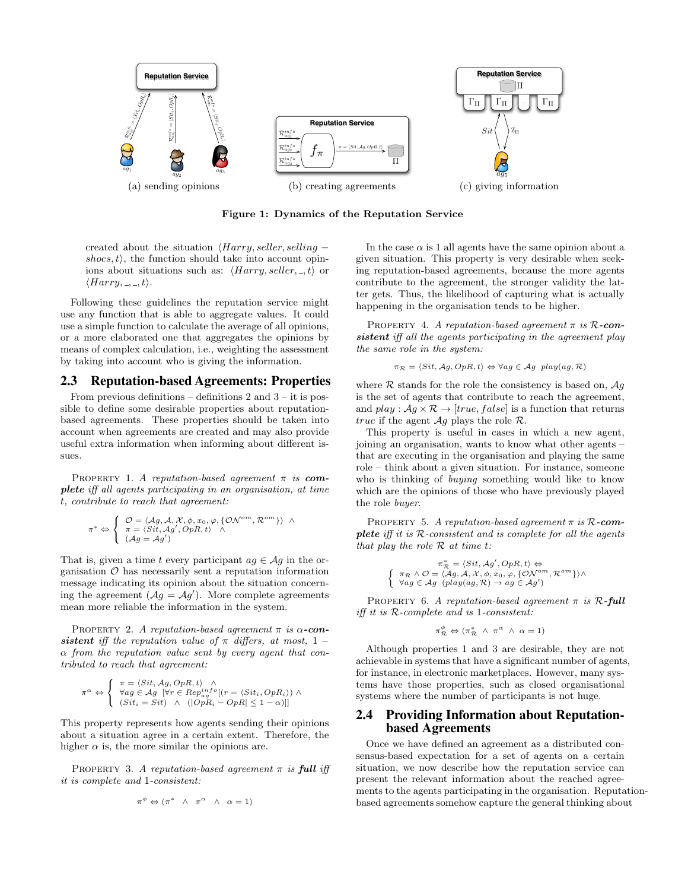(a) sending opinions (b) creating agreements (c) giving information

**Figure 1: Dynamics of the Reputation Service**

created about the situation $\langle Harry, seller, selling-shoes, t\rangle$, the function should take into account opinions about situations such as: $\langle Harry, seller, \_, t\rangle$ or $\langle Harry, \_, \_, t\rangle$.

Following these guidelines the reputation service might use any function that is able to aggregate values. It could use a simple function to calculate the average of all opinions, or a more elaborated one that aggregates the opinions by means of complex calculation, i.e., weighting the assessment by taking into account who is giving the information.

## 2.3 Reputation-based Agreements: Properties

From previous definitions – definitions 2 and 3 – it is possible to define some desirable properties about reputation-based agreements. These properties should be taken into account when agreements are created and may also provide useful extra information when informing about different issues.

Property 1. *A reputation-based agreement $\pi$ is* ***complete*** *iff all agents participating in an organisation, at time $t$, contribute to reach that agreement:*

$$\pi^* \Leftrightarrow \begin{cases} \mathcal{O} = \langle \mathcal{A}g, \mathcal{A}, \mathcal{X}, \phi, x_0, \varphi, \{\mathcal{ON}^{om}, \mathcal{R}^{om}\}\rangle \ \wedge \\ \pi = \langle Sit, \mathcal{A}g', OpR, t\rangle \ \wedge \\ (\mathcal{A}g = \mathcal{A}g') \end{cases}$$

That is, given a time $t$ every participant $ag \in \mathcal{A}g$ in the organisation $\mathcal{O}$ has necessarily sent a reputation information message indicating its opinion about the situation concerning the agreement ($\mathcal{A}g = \mathcal{A}g'$). More complete agreements mean more reliable the information in the system.

Property 2. *A reputation-based agreement $\pi$ is $\alpha$-**consistent** iff the reputation value of $\pi$ differs, at most, $1-\alpha$ from the reputation value sent by every agent that contributed to reach that agreement:*

$$\pi^\alpha \Leftrightarrow \begin{cases} \pi = \langle Sit, \mathcal{A}g, OpR, t\rangle \ \wedge \\ \forall ag \in \mathcal{A}g \ \ [\forall r \in Rep_{ag}^{info} [(r = \langle Sit_i, OpR_i\rangle) \wedge \\ (Sit_i = Sit) \ \wedge \ (|OpR_i - OpR| \leq 1-\alpha)]] \end{cases}$$

This property represents how agents sending their opinions about a situation agree in a certain extent. Therefore, the higher $\alpha$ is, the more similar the opinions are.

Property 3. *A reputation-based agreement $\pi$ is* ***full*** *iff it is complete and 1-consistent:*

$$\pi^\phi \Leftrightarrow (\pi^* \ \wedge \ \pi^\alpha \ \wedge \ \alpha = 1)$$

In the case $\alpha$ is 1 all agents have the same opinion about a given situation. This property is very desirable when seeking reputation-based agreements, because the more agents contribute to the agreement, the stronger validity the latter gets. Thus, the likelihood of capturing what is actually happening in the organisation tends to be higher.

Property 4. *A reputation-based agreement $\pi$ is $\mathcal{R}$-**consistent** iff all the agents participating in the agreement play the same role in the system:*

$$\pi_\mathcal{R} = \langle Sit, \mathcal{A}g, OpR, t\rangle \Leftrightarrow \forall ag \in \mathcal{A}g \ \ play(ag, \mathcal{R})$$

where $\mathcal{R}$ stands for the role the consistency is based on, $\mathcal{A}g$ is the set of agents that contribute to reach the agreement, and $play: \mathcal{A}g \times \mathcal{R} \rightarrow [true, false]$ is a function that returns *true* if the agent $\mathcal{A}g$ plays the role $\mathcal{R}$.

This property is useful in cases in which a new agent, joining an organisation, wants to know what other agents – that are executing in the organisation and playing the same role – think about a given situation. For instance, someone who is thinking of *buying* something would like to know which are the opinions of those who have previously played the role *buyer*.

Property 5. *A reputation-based agreement $\pi$ is $\mathcal{R}$-**complete** iff it is $\mathcal{R}$-consistent and is complete for all the agents that play the role $\mathcal{R}$ at time $t$:*

$$\begin{cases} \pi^*_\mathcal{R} = \langle Sit, \mathcal{A}g', OpR, t\rangle \Leftrightarrow \\ \pi_\mathcal{R} \wedge \mathcal{O} = \langle \mathcal{A}g, \mathcal{A}, \mathcal{X}, \phi, x_0, \varphi, \{\mathcal{ON}^{om}, \mathcal{R}^{om}\}\rangle \wedge \\ \forall ag \in \mathcal{A}g \ \ (play(ag, \mathcal{R}) \rightarrow ag \in \mathcal{A}g') \end{cases}$$

Property 6. *A reputation-based agreement $\pi$ is $\mathcal{R}$-**full** iff it is $\mathcal{R}$-complete and is 1-consistent:*

$$\pi^\phi_\mathcal{R} \Leftrightarrow (\pi^*_\mathcal{R} \ \wedge \ \pi^\alpha \ \wedge \ \alpha = 1)$$

Although properties 1 and 3 are desirable, they are not achievable in systems that have a significant number of agents, for instance, in electronic marketplaces. However, many systems have those properties, such as closed organisational systems where the number of participants is not huge.

## 2.4 Providing Information about Reputation-based Agreements

Once we have defined an agreement as a distributed consensus-based expectation for a set of agents on a certain situation, we now describe how the reputation service can present the relevant information about the reached agreements to the agents participating in the organisation. Reputation-based agreements somehow capture the general thinking about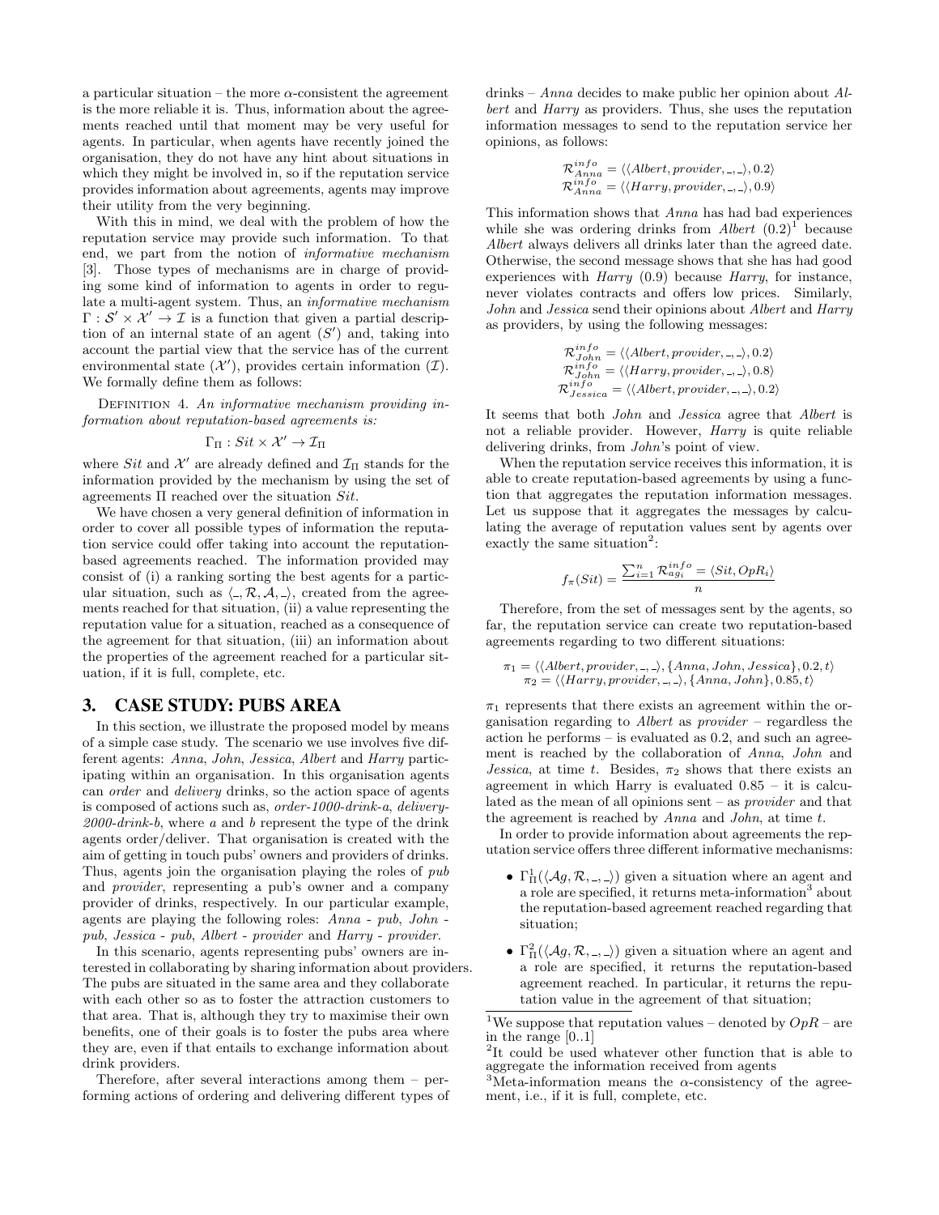a particular situation – the more $\alpha$-consistent the agreement is the more reliable it is. Thus, information about the agreements reached until that moment may be very useful for agents. In particular, when agents have recently joined the organisation, they do not have any hint about situations in which they might be involved in, so if the reputation service provides information about agreements, agents may improve their utility from the very beginning.

With this in mind, we deal with the problem of how the reputation service may provide such information. To that end, we part from the notion of *informative mechanism* [3]. Those types of mechanisms are in charge of providing some kind of information to agents in order to regulate a multi-agent system. Thus, an *informative mechanism* $\Gamma : \mathcal{S}' \times \mathcal{X}' \to \mathcal{I}$ is a function that given a partial description of an internal state of an agent ($S'$) and, taking into account the partial view that the service has of the current environmental state ($\mathcal{X}'$), provides certain information ($\mathcal{I}$). We formally define them as follows:

Definition 4. *An informative mechanism providing information about reputation-based agreements is:*

$$\Gamma_\Pi : Sit \times \mathcal{X}' \to \mathcal{I}_\Pi$$

where $Sit$ and $\mathcal{X}'$ are already defined and $\mathcal{I}_\Pi$ stands for the information provided by the mechanism by using the set of agreements $\Pi$ reached over the situation $Sit$.

We have chosen a very general definition of information in order to cover all possible types of information the reputation service could offer taking into account the reputation-based agreements reached. The information provided may consist of (i) a ranking sorting the best agents for a particular situation, such as $\langle \_, \mathcal{R}, \mathcal{A}, \_ \rangle$, created from the agreements reached for that situation, (ii) a value representing the reputation value for a situation, reached as a consequence of the agreement for that situation, (iii) an information about the properties of the agreement reached for a particular situation, if it is full, complete, etc.

## 3. CASE STUDY: PUBS AREA

In this section, we illustrate the proposed model by means of a simple case study. The scenario we use involves five different agents: *Anna*, *John*, *Jessica*, *Albert* and *Harry* participating within an organisation. In this organisation agents can *order* and *delivery* drinks, so the action space of agents is composed of actions such as, *order-1000-drink-a*, *delivery-2000-drink-b*, where *a* and *b* represent the type of the drink agents order/deliver. That organisation is created with the aim of getting in touch pubs' owners and providers of drinks. Thus, agents join the organisation playing the roles of *pub* and *provider*, representing a pub's owner and a company provider of drinks, respectively. In our particular example, agents are playing the following roles: *Anna - pub*, *John - pub*, *Jessica - pub*, *Albert - provider* and *Harry - provider*.

In this scenario, agents representing pubs' owners are interested in collaborating by sharing information about providers. The pubs are situated in the same area and they collaborate with each other so as to foster the attraction customers to that area. That is, although they try to maximise their own benefits, one of their goals is to foster the pubs area where they are, even if that entails to exchange information about drink providers.

Therefore, after several interactions among them – performing actions of ordering and delivering different types of drinks – *Anna* decides to make public her opinion about *Albert* and *Harry* as providers. Thus, she uses the reputation information messages to send to the reputation service her opinions, as follows:

$$\mathcal{R}^{info}_{Anna} = \langle \langle Albert, provider, \_, \_ \rangle, 0.2 \rangle$$
$$\mathcal{R}^{info}_{Anna} = \langle \langle Harry, provider, \_, \_ \rangle, 0.9 \rangle$$

This information shows that *Anna* has had bad experiences while she was ordering drinks from *Albert* (0.2)[1] because *Albert* always delivers all drinks later than the agreed date. Otherwise, the second message shows that she has had good experiences with *Harry* (0.9) because *Harry*, for instance, never violates contracts and offers low prices. Similarly, *John* and *Jessica* send their opinions about *Albert* and *Harry* as providers, by using the following messages:

$$\mathcal{R}^{info}_{John} = \langle \langle Albert, provider, \_, \_ \rangle, 0.2 \rangle$$
$$\mathcal{R}^{info}_{John} = \langle \langle Harry, provider, \_, \_ \rangle, 0.8 \rangle$$
$$\mathcal{R}^{info}_{Jessica} = \langle \langle Albert, provider, \_, \_ \rangle, 0.2 \rangle$$

It seems that both *John* and *Jessica* agree that *Albert* is not a reliable provider. However, *Harry* is quite reliable delivering drinks, from *John*'s point of view.

When the reputation service receives this information, it is able to create reputation-based agreements by using a function that aggregates the reputation information messages. Let us suppose that it aggregates the messages by calculating the average of reputation values sent by agents over exactly the same situation[2]:

$$f_\pi(Sit) = \frac{\sum_{i=1}^{n} \mathcal{R}^{info}_{ag_i} = \langle Sit, OpR_i \rangle}{n}$$

Therefore, from the set of messages sent by the agents, so far, the reputation service can create two reputation-based agreements regarding to two different situations:

$$\pi_1 = \langle \langle Albert, provider, \_, \_ \rangle, \{Anna, John, Jessica\}, 0.2, t \rangle$$
$$\pi_2 = \langle \langle Harry, provider, \_, \_ \rangle, \{Anna, John\}, 0.85, t \rangle$$

$\pi_1$ represents that there exists an agreement within the organisation regarding to *Albert* as *provider* – regardless the action he performs – is evaluated as 0.2, and such an agreement is reached by the collaboration of *Anna*, *John* and *Jessica*, at time $t$. Besides, $\pi_2$ shows that there exists an agreement in which Harry is evaluated 0.85 – it is calculated as the mean of all opinions sent – as *provider* and that the agreement is reached by *Anna* and *John*, at time $t$.

In order to provide information about agreements the reputation service offers three different informative mechanisms:

- $\Gamma^1_\Pi(\langle \mathcal{A}g, \mathcal{R}, \_, \_ \rangle)$ given a situation where an agent and a role are specified, it returns meta-information[3] about the reputation-based agreement reached regarding that situation;
- $\Gamma^2_\Pi(\langle \mathcal{A}g, \mathcal{R}, \_, \_ \rangle)$ given a situation where an agent and a role are specified, it returns the reputation-based agreement reached. In particular, it returns the reputation value in the agreement of that situation;

[1] We suppose that reputation values – denoted by $OpR$ – are in the range [0..1]

[2] It could be used whatever other function that is able to aggregate the information received from agents

[3] Meta-information means the $\alpha$-consistency of the agreement, i.e., if it is full, complete, etc.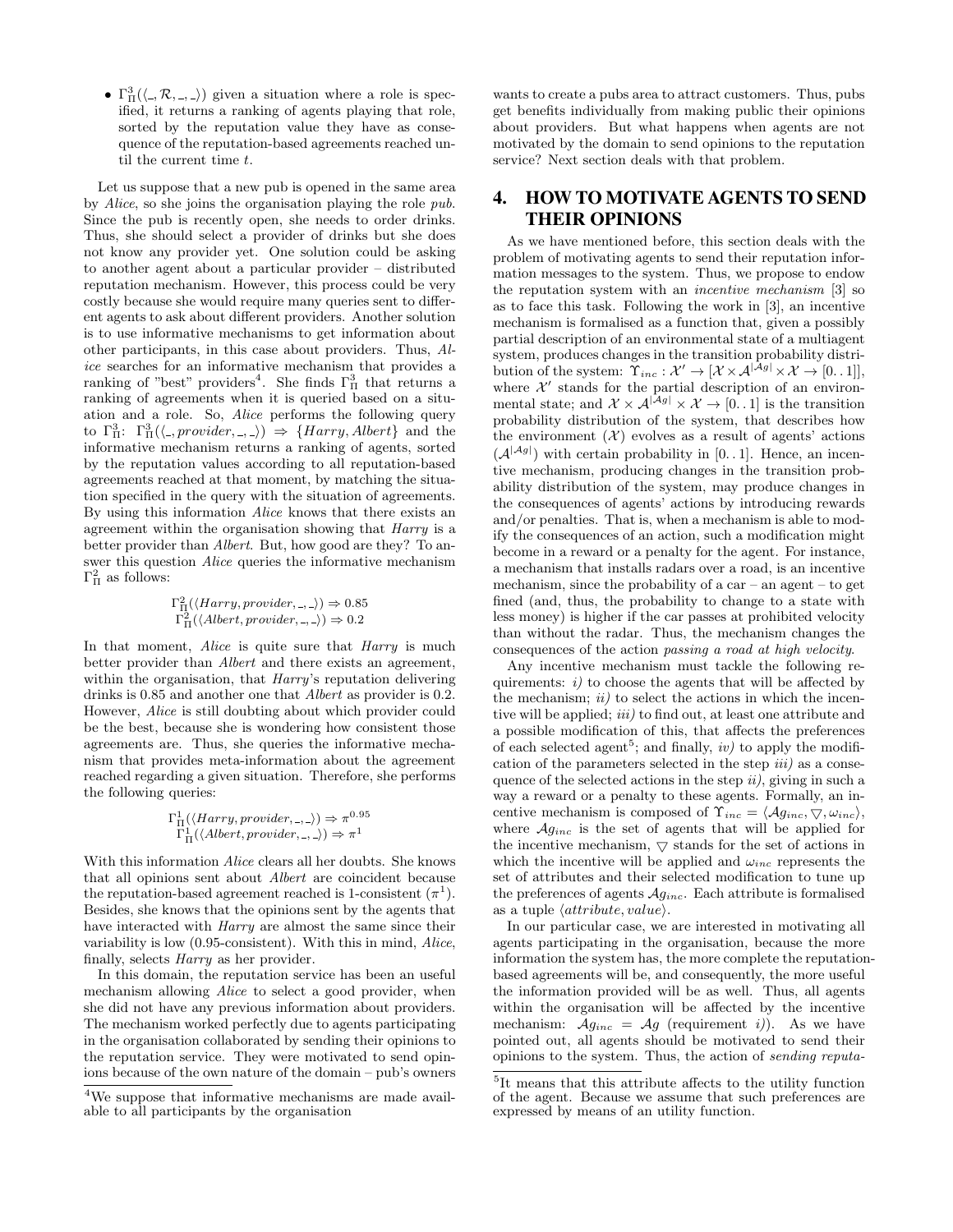- $\Gamma^3_\Pi(\langle \_, \mathcal{R}, \_, \_\rangle)$ given a situation where a role is specified, it returns a ranking of agents playing that role, sorted by the reputation value they have as consequence of the reputation-based agreements reached until the current time $t$.

Let us suppose that a new pub is opened in the same area by *Alice*, so she joins the organisation playing the role *pub*. Since the pub is recently open, she needs to order drinks. Thus, she should select a provider of drinks but she does not know any provider yet. One solution could be asking to another agent about a particular provider – distributed reputation mechanism. However, this process could be very costly because she would require many queries sent to different agents to ask about different providers. Another solution is to use informative mechanisms to get information about other participants, in this case about providers. Thus, *Alice* searches for an informative mechanism that provides a ranking of "best" providers[4]. She finds $\Gamma^3_\Pi$ that returns a ranking of agreements when it is queried based on a situation and a role. So, *Alice* performs the following query to $\Gamma^3_\Pi$: $\Gamma^3_\Pi(\langle \_, provider, \_, \_\rangle) \Rightarrow \{Harry, Albert\}$ and the informative mechanism returns a ranking of agents, sorted by the reputation values according to all reputation-based agreements reached at that moment, by matching the situation specified in the query with the situation of agreements. By using this information *Alice* knows that there exists an agreement within the organisation showing that *Harry* is a better provider than *Albert*. But, how good are they? To answer this question *Alice* queries the informative mechanism $\Gamma^2_\Pi$ as follows:

$$\Gamma^2_\Pi(\langle Harry, provider, \_, \_\rangle) \Rightarrow 0.85$$
$$\Gamma^2_\Pi(\langle Albert, provider, \_, \_\rangle) \Rightarrow 0.2$$

In that moment, *Alice* is quite sure that *Harry* is much better provider than *Albert* and there exists an agreement, within the organisation, that *Harry*'s reputation delivering drinks is 0.85 and another one that *Albert* as provider is 0.2. However, *Alice* is still doubting about which provider could be the best, because she is wondering how consistent those agreements are. Thus, she queries the informative mechanism that provides meta-information about the agreement reached regarding a given situation. Therefore, she performs the following queries:

$$\Gamma^1_\Pi(\langle Harry, provider, \_, \_\rangle) \Rightarrow \pi^{0.95}$$
$$\Gamma^1_\Pi(\langle Albert, provider, \_, \_\rangle) \Rightarrow \pi^{1}$$

With this information *Alice* clears all her doubts. She knows that all opinions sent about *Albert* are coincident because the reputation-based agreement reached is 1-consistent ($\pi^1$). Besides, she knows that the opinions sent by the agents that have interacted with *Harry* are almost the same since their variability is low (0.95-consistent). With this in mind, *Alice*, finally, selects *Harry* as her provider.

In this domain, the reputation service has been an useful mechanism allowing *Alice* to select a good provider, when she did not have any previous information about providers. The mechanism worked perfectly due to agents participating in the organisation collaborated by sending their opinions to the reputation service. They were motivated to send opinions because of the own nature of the domain – pub's owners wants to create a pubs area to attract customers. Thus, pubs get benefits individually from making public their opinions about providers. But what happens when agents are not motivated by the domain to send opinions to the reputation service? Next section deals with that problem.

## 4. HOW TO MOTIVATE AGENTS TO SEND THEIR OPINIONS

As we have mentioned before, this section deals with the problem of motivating agents to send their reputation information messages to the system. Thus, we propose to endow the reputation system with an *incentive mechanism* [3] so as to face this task. Following the work in [3], an incentive mechanism is formalised as a function that, given a possibly partial description of an environmental state of a multiagent system, produces changes in the transition probability distribution of the system: $\Upsilon_{inc} : \mathcal{X}' \to [\mathcal{X} \times \mathcal{A}^{|\mathcal{A}g|} \times \mathcal{X} \to [0..1]]$, where $\mathcal{X}'$ stands for the partial description of an environmental state; and $\mathcal{X} \times \mathcal{A}^{|\mathcal{A}g|} \times \mathcal{X} \to [0..1]$ is the transition probability distribution of the system, that describes how the environment ($\mathcal{X}$) evolves as a result of agents' actions ($\mathcal{A}^{|\mathcal{A}g|}$) with certain probability in $[0..1]$. Hence, an incentive mechanism, producing changes in the transition probability distribution of the system, may produce changes in the consequences of agents' actions by introducing rewards and/or penalties. That is, when a mechanism is able to modify the consequences of an action, such a modification might become in a reward or a penalty for the agent. For instance, a mechanism that installs radars over a road, is an incentive mechanism, since the probability of a car – an agent – to get fined (and, thus, the probability to change to a state with less money) is higher if the car passes at prohibited velocity than without the radar. Thus, the mechanism changes the consequences of the action *passing a road at high velocity*.

Any incentive mechanism must tackle the following requirements: *i)* to choose the agents that will be affected by the mechanism; *ii)* to select the actions in which the incentive will be applied; *iii)* to find out, at least one attribute and a possible modification of this, that affects the preferences of each selected agent[5]; and finally, *iv)* to apply the modification of the parameters selected in the step *iii)* as a consequence of the selected actions in the step *ii)*, giving in such a way a reward or a penalty to these agents. Formally, an incentive mechanism is composed of $\Upsilon_{inc} = \langle \mathcal{A}g_{inc}, \bigtriangledown, \omega_{inc}\rangle$, where $\mathcal{A}g_{inc}$ is the set of agents that will be applied for the incentive mechanism, $\bigtriangledown$ stands for the set of actions in which the incentive will be applied and $\omega_{inc}$ represents the set of attributes and their selected modification to tune up the preferences of agents $\mathcal{A}g_{inc}$. Each attribute is formalised as a tuple $\langle attribute, value\rangle$.

In our particular case, we are interested in motivating all agents participating in the organisation, because the more information the system has, the more complete the reputation-based agreements will be, and consequently, the more useful the information provided will be as well. Thus, all agents within the organisation will be affected by the incentive mechanism: $\mathcal{A}g_{inc} = \mathcal{A}g$ (requirement *i)*). As we have pointed out, all agents should be motivated to send their opinions to the system. Thus, the action of *sending reputa-*

[4]We suppose that informative mechanisms are made available to all participants by the organisation

[5]It means that this attribute affects to the utility function of the agent. Because we assume that such preferences are expressed by means of an utility function.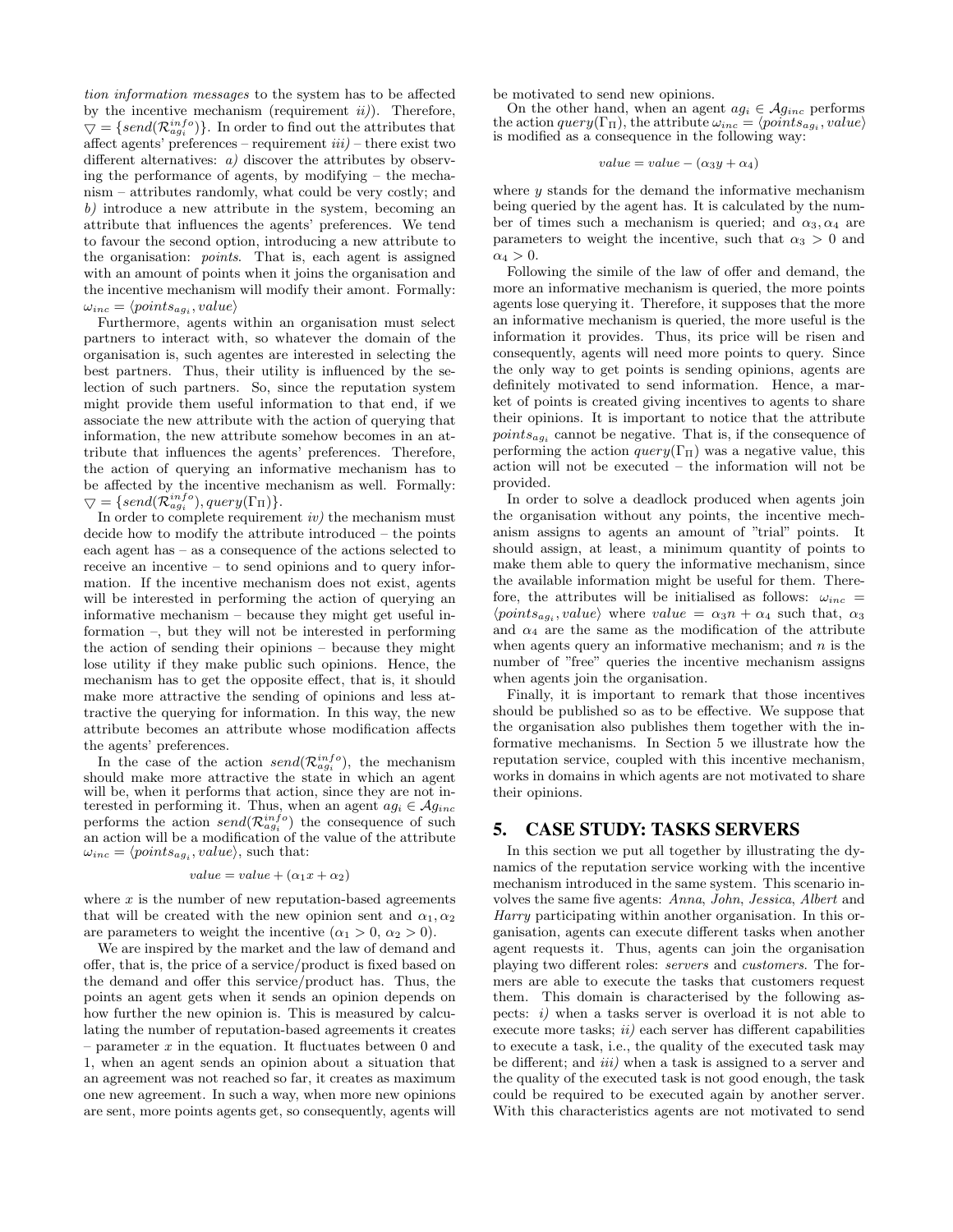*tion information messages* to the system has to be affected by the incentive mechanism (requirement *ii)*). Therefore, $\bigtriangledown = \{send(\mathcal{R}^{info}_{ag_i})\}$. In order to find out the attributes that affect agents' preferences – requirement *iii)* – there exist two different alternatives: *a)* discover the attributes by observing the performance of agents, by modifying – the mechanism – attributes randomly, what could be very costly; and *b)* introduce a new attribute in the system, becoming an attribute that influences the agents' preferences. We tend to favour the second option, introducing a new attribute to the organisation: *points*. That is, each agent is assigned with an amount of points when it joins the organisation and the incentive mechanism will modify their amont. Formally: $\omega_{inc} = \langle points_{ag_i}, value\rangle$

Furthermore, agents within an organisation must select partners to interact with, so whatever the domain of the organisation is, such agentes are interested in selecting the best partners. Thus, their utility is influenced by the selection of such partners. So, since the reputation system might provide them useful information to that end, if we associate the new attribute with the action of querying that information, the new attribute somehow becomes in an attribute that influences the agents' preferences. Therefore, the action of querying an informative mechanism has to be affected by the incentive mechanism as well. Formally: $\bigtriangledown = \{send(\mathcal{R}^{info}_{ag_i}), query(\Gamma_\Pi)\}$.

In order to complete requirement *iv)* the mechanism must decide how to modify the attribute introduced – the points each agent has – as a consequence of the actions selected to receive an incentive – to send opinions and to query information. If the incentive mechanism does not exist, agents will be interested in performing the action of querying an informative mechanism – because they might get useful information –, but they will not be interested in performing the action of sending their opinions – because they might lose utility if they make public such opinions. Hence, the mechanism has to get the opposite effect, that is, it should make more attractive the sending of opinions and less attractive the querying for information. In this way, the new attribute becomes an attribute whose modification affects the agents' preferences.

In the case of the action $send(\mathcal{R}^{info}_{ag_i})$, the mechanism should make more attractive the state in which an agent will be, when it performs that action, since they are not interested in performing it. Thus, when an agent $ag_i \in \mathcal{A}g_{inc}$ performs the action $send(\mathcal{R}^{info}_{ag_i})$ the consequence of such an action will be a modification of the value of the attribute $\omega_{inc} = \langle points_{ag_i}, value\rangle$, such that:

$$value = value + (\alpha_1 x + \alpha_2)$$

where $x$ is the number of new reputation-based agreements that will be created with the new opinion sent and $\alpha_1, \alpha_2$ are parameters to weight the incentive ($\alpha_1 > 0$, $\alpha_2 > 0$).

We are inspired by the market and the law of demand and offer, that is, the price of a service/product is fixed based on the demand and offer this service/product has. Thus, the points an agent gets when it sends an opinion depends on how further the new opinion is. This is measured by calculating the number of reputation-based agreements it creates – parameter $x$ in the equation. It fluctuates between 0 and 1, when an agent sends an opinion about a situation that an agreement was not reached so far, it creates as maximum one new agreement. In such a way, when more new opinions are sent, more points agents get, so consequently, agents will be motivated to send new opinions.

On the other hand, when an agent $ag_i \in \mathcal{A}g_{inc}$ performs the action $query(\Gamma_\Pi)$, the attribute $\omega_{inc} = \langle points_{ag_i}, value\rangle$ is modified as a consequence in the following way:

$$value = value - (\alpha_3 y + \alpha_4)$$

where $y$ stands for the demand the informative mechanism being queried by the agent has. It is calculated by the number of times such a mechanism is queried; and $\alpha_3, \alpha_4$ are parameters to weight the incentive, such that $\alpha_3 > 0$ and $\alpha_4 > 0$.

Following the simile of the law of offer and demand, the more an informative mechanism is queried, the more points agents lose querying it. Therefore, it supposes that the more an informative mechanism is queried, the more useful is the information it provides. Thus, its price will be risen and consequently, agents will need more points to query. Since the only way to get points is sending opinions, agents are definitely motivated to send information. Hence, a market of points is created giving incentives to agents to share their opinions. It is important to notice that the attribute $points_{ag_i}$ cannot be negative. That is, if the consequence of performing the action $query(\Gamma_\Pi)$ was a negative value, this action will not be executed – the information will not be provided.

In order to solve a deadlock produced when agents join the organisation without any points, the incentive mechanism assigns to agents an amount of "trial" points. It should assign, at least, a minimum quantity of points to make them able to query the informative mechanism, since the available information might be useful for them. Therefore, the attributes will be initialised as follows: $\omega_{inc} = \langle points_{ag_i}, value\rangle$ where $value = \alpha_3 n + \alpha_4$ such that, $\alpha_3$ and $\alpha_4$ are the same as the modification of the attribute when agents query an informative mechanism; and $n$ is the number of "free" queries the incentive mechanism assigns when agents join the organisation.

Finally, it is important to remark that those incentives should be published so as to be effective. We suppose that the organisation also publishes them together with the informative mechanisms. In Section 5 we illustrate how the reputation service, coupled with this incentive mechanism, works in domains in which agents are not motivated to share their opinions.

## 5. CASE STUDY: TASKS SERVERS

In this section we put all together by illustrating the dynamics of the reputation service working with the incentive mechanism introduced in the same system. This scenario involves the same five agents: *Anna*, *John*, *Jessica*, *Albert* and *Harry* participating within another organisation. In this organisation, agents can execute different tasks when another agent requests it. Thus, agents can join the organisation playing two different roles: *servers* and *customers*. The formers are able to execute the tasks that customers request them. This domain is characterised by the following aspects: *i)* when a tasks server is overload it is not able to execute more tasks; *ii)* each server has different capabilities to execute a task, i.e., the quality of the executed task may be different; and *iii)* when a task is assigned to a server and the quality of the executed task is not good enough, the task could be required to be executed again by another server. With this characteristics agents are not motivated to send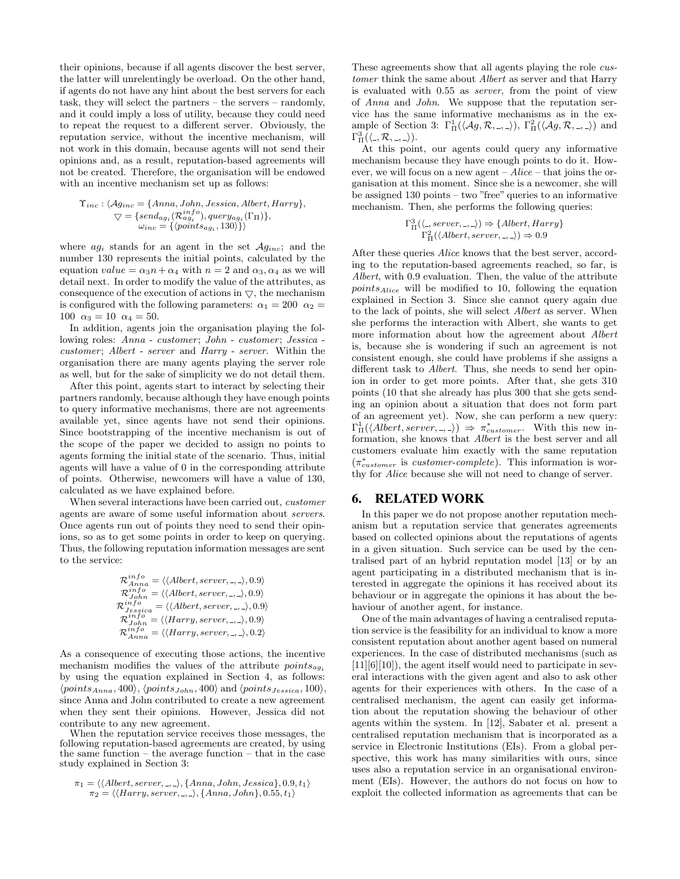their opinions, because if all agents discover the best server, the latter will unrelentingly be overload. On the other hand, if agents do not have any hint about the best servers for each task, they will select the partners – the servers – randomly, and it could imply a loss of utility, because they could need to repeat the request to a different server. Obviously, the reputation service, without the incentive mechanism, will not work in this domain, because agents will not send their opinions and, as a result, reputation-based agreements will not be created. Therefore, the organisation will be endowed with an incentive mechanism set up as follows:

$$\Upsilon_{inc} : \langle \mathcal{A}g_{inc} = \{Anna, John, Jessica, Albert, Harry\},$$
$$\bigtriangledown = \{send_{ag_i}(\mathcal{R}^{info}_{ag_i}), query_{ag_i}(\Gamma_\Pi)\},$$
$$\omega_{inc} = \{\langle points_{ag_i}, 130\rangle\}\rangle$$

where $ag_i$ stands for an agent in the set $\mathcal{A}g_{inc}$; and the number 130 represents the initial points, calculated by the equation $value = \alpha_3 n + \alpha_4$ with $n = 2$ and $\alpha_3, \alpha_4$ as we will detail next. In order to modify the value of the attributes, as consequence of the execution of actions in $\bigtriangledown$, the mechanism is configured with the following parameters: $\alpha_1 = 200$ $\alpha_2 = 100$ $\alpha_3 = 10$ $\alpha_4 = 50$.

In addition, agents join the organisation playing the following roles: *Anna* - *customer*; *John* - *customer*; *Jessica* - *customer*; *Albert* - *server* and *Harry* - *server*. Within the organisation there are many agents playing the server role as well, but for the sake of simplicity we do not detail them.

After this point, agents start to interact by selecting their partners randomly, because although they have enough points to query informative mechanisms, there are not agreements available yet, since agents have not send their opinions. Since bootstrapping of the incentive mechanism is out of the scope of the paper we decided to assign no points to agents forming the initial state of the scenario. Thus, initial agents will have a value of 0 in the corresponding attribute of points. Otherwise, newcomers will have a value of 130, calculated as we have explained before.

When several interactions have been carried out, *customer* agents are aware of some useful information about *servers*. Once agents run out of points they need to send their opinions, so as to get some points in order to keep on querying. Thus, the following reputation information messages are sent to the service:

$$\mathcal{R}^{info}_{Anna} = \langle\langle Albert, server, \_, \_\rangle, 0.9\rangle$$
$$\mathcal{R}^{info}_{John} = \langle\langle Albert, server, \_, \_\rangle, 0.9\rangle$$
$$\mathcal{R}^{info}_{Jessica} = \langle\langle Albert, server, \_, \_\rangle, 0.9\rangle$$
$$\mathcal{R}^{info}_{John} = \langle\langle Harry, server, \_, \_\rangle, 0.9\rangle$$
$$\mathcal{R}^{info}_{Anna} = \langle\langle Harry, server, \_, \_\rangle, 0.2\rangle$$

As a consequence of executing those actions, the incentive mechanism modifies the values of the attribute $points_{ag_i}$ by using the equation explained in Section 4, as follows: $\langle points_{Anna}, 400\rangle$, $\langle points_{John}, 400\rangle$ and $\langle points_{Jessica}, 100\rangle$, since Anna and John contributed to create a new agreement when they sent their opinions. However, Jessica did not contribute to any new agreement.

When the reputation service receives those messages, the following reputation-based agreements are created, by using the same function – the average function – that in the case study explained in Section 3:

$$\pi_1 = \langle\langle Albert, server, \_, \_\rangle, \{Anna, John, Jessica\}, 0.9, t_1\rangle$$
$$\pi_2 = \langle\langle Harry, server, \_, \_\rangle, \{Anna, John\}, 0.55, t_1\rangle$$

These agreements show that all agents playing the role *customer* think the same about *Albert* as server and that Harry is evaluated with 0.55 as *server*, from the point of view of *Anna* and *John*. We suppose that the reputation service has the same informative mechanisms as in the example of Section 3: $\Gamma^1_\Pi(\langle \mathcal{A}g, \mathcal{R}, \_, \_\rangle)$, $\Gamma^2_\Pi(\langle \mathcal{A}g, \mathcal{R}, \_, \_\rangle)$ and $\Gamma^3_\Pi(\langle \_, \mathcal{R}, \_, \_\rangle)$.

At this point, our agents could query any informative mechanism because they have enough points to do it. However, we will focus on a new agent – *Alice* – that joins the organisation at this moment. Since she is a newcomer, she will be assigned 130 points – two "free" queries to an informative mechanism. Then, she performs the following queries:

$$\Gamma^3_\Pi(\langle \_, server, \_, \_\rangle) \Rightarrow \{Albert, Harry\}$$
$$\Gamma^2_\Pi(\langle Albert, server, \_, \_\rangle) \Rightarrow 0.9$$

After these queries *Alice* knows that the best server, according to the reputation-based agreements reached, so far, is *Albert*, with 0.9 evaluation. Then, the value of the attribute $points_{Alice}$ will be modified to 10, following the equation explained in Section 3. Since she cannot query again due to the lack of points, she will select *Albert* as server. When she performs the interaction with Albert, she wants to get more information about how the agreement about *Albert* is, because she is wondering if such an agreement is not consistent enough, she could have problems if she assigns a different task to *Albert*. Thus, she needs to send her opinion in order to get more points. After that, she gets 310 points (10 that she already has plus 300 that she gets sending an opinion about a situation that does not form part of an agreement yet). Now, she can perform a new query: $\Gamma^1_\Pi(\langle Albert, server, \_, \_\rangle) \Rightarrow \pi^*_{customer}$. With this new information, she knows that *Albert* is the best server and all customers evaluate him exactly with the same reputation ($\pi^*_{customer}$ is *customer-complete*). This information is worthy for *Alice* because she will not need to change of server.

## 6. RELATED WORK

In this paper we do not propose another reputation mechanism but a reputation service that generates agreements based on collected opinions about the reputations of agents in a given situation. Such service can be used by the centralised part of an hybrid reputation model [13] or by an agent participating in a distributed mechanism that is interested in aggregate the opinions it has received about its behaviour or in aggregate the opinions it has about the behaviour of another agent, for instance.

One of the main advantages of having a centralised reputation service is the feasibility for an individual to know a more consistent reputation about another agent based on numeral experiences. In the case of distributed mechanisms (such as [11][6][10]), the agent itself would need to participate in several interactions with the given agent and also to ask other agents for their experiences with others. In the case of a centralised mechanism, the agent can easily get information about the reputation showing the behaviour of other agents within the system. In [12], Sabater et al. present a centralised reputation mechanism that is incorporated as a service in Electronic Institutions (EIs). From a global perspective, this work has many similarities with ours, since uses also a reputation service in an organisational environment (EIs). However, the authors do not focus on how to exploit the collected information as agreements that can be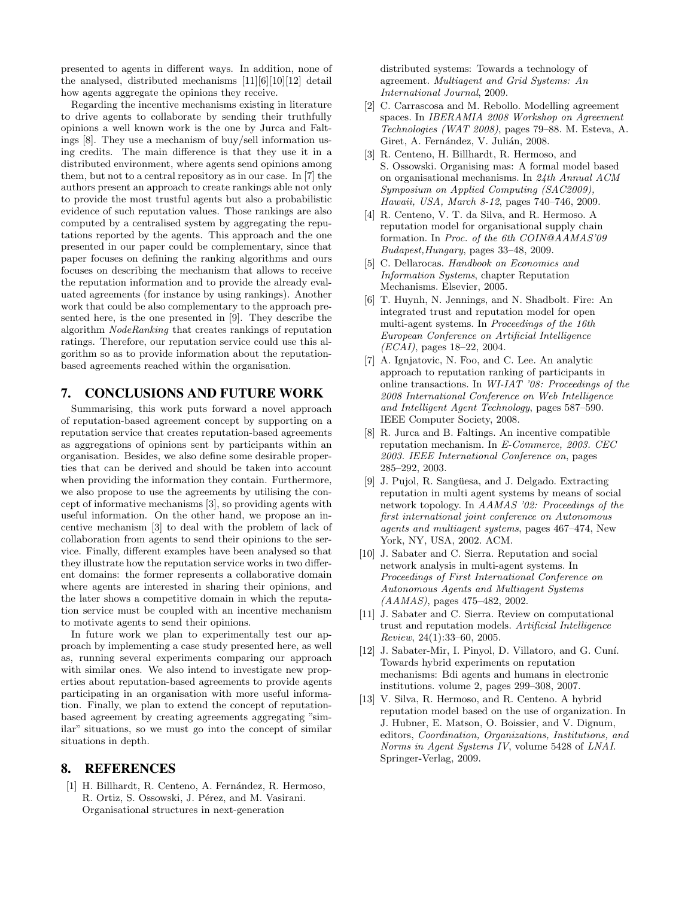presented to agents in different ways. In addition, none of the analysed, distributed mechanisms [11][6][10][12] detail how agents aggregate the opinions they receive.

Regarding the incentive mechanisms existing in literature to drive agents to collaborate by sending their truthfully opinions a well known work is the one by Jurca and Faltings [8]. They use a mechanism of buy/sell information using credits. The main difference is that they use it in a distributed environment, where agents send opinions among them, but not to a central repository as in our case. In [7] the authors present an approach to create rankings able not only to provide the most trustful agents but also a probabilistic evidence of such reputation values. Those rankings are also computed by a centralised system by aggregating the reputations reported by the agents. This approach and the one presented in our paper could be complementary, since that paper focuses on defining the ranking algorithms and ours focuses on describing the mechanism that allows to receive the reputation information and to provide the already evaluated agreements (for instance by using rankings). Another work that could be also complementary to the approach presented here, is the one presented in [9]. They describe the algorithm *NodeRanking* that creates rankings of reputation ratings. Therefore, our reputation service could use this algorithm so as to provide information about the reputation-based agreements reached within the organisation.

## 7. CONCLUSIONS AND FUTURE WORK

Summarising, this work puts forward a novel approach of reputation-based agreement concept by supporting on a reputation service that creates reputation-based agreements as aggregations of opinions sent by participants within an organisation. Besides, we also define some desirable properties that can be derived and should be taken into account when providing the information they contain. Furthermore, we also propose to use the agreements by utilising the concept of informative mechanisms [3], so providing agents with useful information. On the other hand, we propose an incentive mechanism [3] to deal with the problem of lack of collaboration from agents to send their opinions to the service. Finally, different examples have been analysed so that they illustrate how the reputation service works in two different domains: the former represents a collaborative domain where agents are interested in sharing their opinions, and the later shows a competitive domain in which the reputation service must be coupled with an incentive mechanism to motivate agents to send their opinions.

In future work we plan to experimentally test our approach by implementing a case study presented here, as well as, running several experiments comparing our approach with similar ones. We also intend to investigate new properties about reputation-based agreements to provide agents participating in an organisation with more useful information. Finally, we plan to extend the concept of reputation-based agreement by creating agreements aggregating "similar" situations, so we must go into the concept of similar situations in depth.

## 8. REFERENCES

[1] H. Billhardt, R. Centeno, A. Fernández, R. Hermoso, R. Ortiz, S. Ossowski, J. Pérez, and M. Vasirani. Organisational structures in next-generation distributed systems: Towards a technology of agreement. *Multiagent and Grid Systems: An International Journal*, 2009.

[2] C. Carrascosa and M. Rebollo. Modelling agreement spaces. In *IBERAMIA 2008 Workshop on Agreement Technologies (WAT 2008)*, pages 79–88. M. Esteva, A. Giret, A. Fernández, V. Julián, 2008.

[3] R. Centeno, H. Billhardt, R. Hermoso, and S. Ossowski. Organising mas: A formal model based on organisational mechanisms. In *24th Annual ACM Symposium on Applied Computing (SAC2009), Hawaii, USA, March 8-12*, pages 740–746, 2009.

[4] R. Centeno, V. T. da Silva, and R. Hermoso. A reputation model for organisational supply chain formation. In *Proc. of the 6th COIN@AAMAS'09 Budapest,Hungary*, pages 33–48, 2009.

[5] C. Dellarocas. *Handbook on Economics and Information Systems*, chapter Reputation Mechanisms. Elsevier, 2005.

[6] T. Huynh, N. Jennings, and N. Shadbolt. Fire: An integrated trust and reputation model for open multi-agent systems. In *Proceedings of the 16th European Conference on Artificial Intelligence (ECAI)*, pages 18–22, 2004.

[7] A. Ignjatovic, N. Foo, and C. Lee. An analytic approach to reputation ranking of participants in online transactions. In *WI-IAT '08: Proceedings of the 2008 International Conference on Web Intelligence and Intelligent Agent Technology*, pages 587–590. IEEE Computer Society, 2008.

[8] R. Jurca and B. Faltings. An incentive compatible reputation mechanism. In *E-Commerce, 2003. CEC 2003. IEEE International Conference on*, pages 285–292, 2003.

[9] J. Pujol, R. Sangüesa, and J. Delgado. Extracting reputation in multi agent systems by means of social network topology. In *AAMAS '02: Proceedings of the first international joint conference on Autonomous agents and multiagent systems*, pages 467–474, New York, NY, USA, 2002. ACM.

[10] J. Sabater and C. Sierra. Reputation and social network analysis in multi-agent systems. In *Proceedings of First International Conference on Autonomous Agents and Multiagent Systems (AAMAS)*, pages 475–482, 2002.

[11] J. Sabater and C. Sierra. Review on computational trust and reputation models. *Artificial Intelligence Review*, 24(1):33–60, 2005.

[12] J. Sabater-Mir, I. Pinyol, D. Villatoro, and G. Cuní. Towards hybrid experiments on reputation mechanisms: Bdi agents and humans in electronic institutions. volume 2, pages 299–308, 2007.

[13] V. Silva, R. Hermoso, and R. Centeno. A hybrid reputation model based on the use of organization. In J. Hubner, E. Matson, O. Boissier, and V. Dignum, editors, *Coordination, Organizations, Institutions, and Norms in Agent Systems IV*, volume 5428 of *LNAI*. Springer-Verlag, 2009.